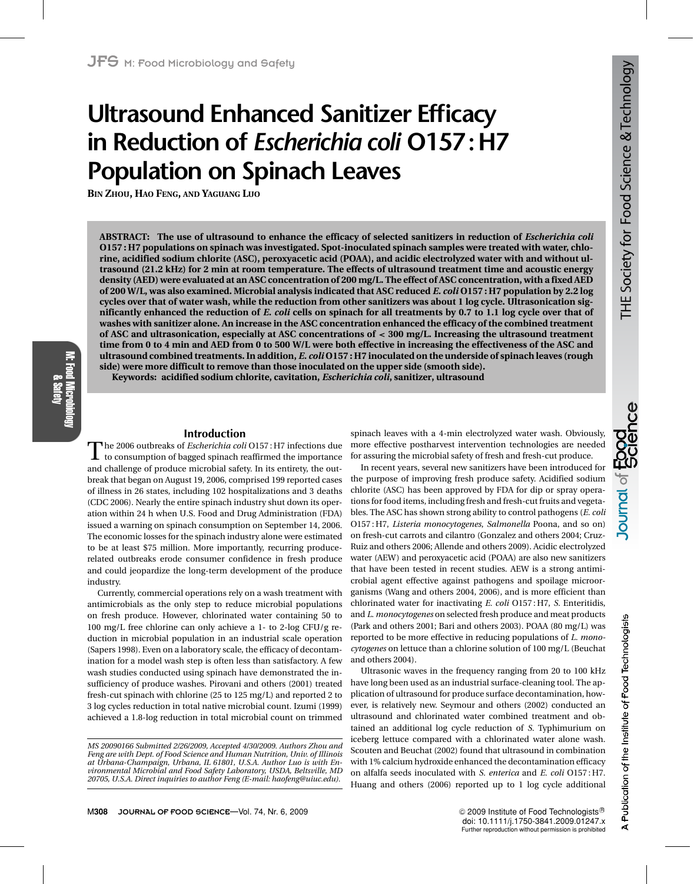# Ultrasound Enhanced Sanitizer Efficacy in Reduction of *Escherichia coli* O157 : H7 Population on Spinach Leaves

**Bin Zhou, Hao Feng, and Yaguang Luo**

**ABSTRACT: The use of ultrasound to enhance the efficacy of selected sanitizers in reduction of *Escherichia coli* O157 : H7 populations on spinach was investigated. Spot-inoculated spinach samples were treated with water, chlorine, acidified sodium chlorite (ASC), peroxyacetic acid (POAA), and acidic electrolyzed water with and without ultrasound (21.2 kHz) for 2 min at room temperature. The effects of ultrasound treatment time and acoustic energy density (AED) were evaluated at an ASC concentration of 200 mg/L. The effect of ASC concentration, with a fixed AED of 200 W/L, was also examined. Microbial analysis indicated that ASC reduced *E. coli* O157 : H7 population by 2.2 log cycles over that of water wash, while the reduction from other sanitizers was about 1 log cycle. Ultrasonication significantly enhanced the reduction of *E. coli* cells on spinach for all treatments by 0.7 to 1.1 log cycle over that of washes with sanitizer alone. An increase in the ASC concentration enhanced the efficacy of the combined treatment of ASC and ultrasonication, especially at ASC concentrations of < 300 mg/L. Increasing the ultrasound treatment time from 0 to 4 min and AED from 0 to 500 W/L were both effective in increasing the effectiveness of the ASC and ultrasound combined treatments. In addition, *E. coli* O157 : H7 inoculated on the underside of spinach leaves (rough side) were more difficult to remove than those inoculated on the upper side (smooth side).**

**Keywords: acidified sodium chlorite, cavitation, *Escherichia coli*, sanitizer, ultrasound**

## Introduction

The 2006 outbreaks of *Escherichia coli* O157 : H7 infections due to consumption of bagged spinach reaffirmed the importance and challenge of produce microbial safety. In its entirety, the outbreak that began on August 19, 2006, comprised 199 reported cases of illness in 26 states, including 102 hospitalizations and 3 deaths (CDC 2006). Nearly the entire spinach industry shut down its operation within 24 h when U.S. Food and Drug Administration (FDA) issued a warning on spinach consumption on September 14, 2006. The economic losses for the spinach industry alone were estimated to be at least \$75 million. More importantly, recurring produce-related outbreaks erode consumer confidence in fresh produce and could jeopardize the long-term development of the produce industry.

Currently, commercial operations rely on a wash treatment with antimicrobials as the only step to reduce microbial populations on fresh produce. However, chlorinated water containing 50 to 100 mg/L free chlorine can only achieve a 1- to 2-log CFU/g reduction in microbial population in an industrial scale operation (Sapers 1998). Even on a laboratory scale, the efficacy of decontamination for a model wash step is often less than satisfactory. A few wash studies conducted using spinach have demonstrated the insufficiency of produce washes. Pirovani and others (2001) treated fresh-cut spinach with chlorine (25 to 125 mg/L) and reported 2 to 3 log cycles reduction in total native microbial count. Izumi (1999) achieved a 1.8-log reduction in total microbial count on trimmed spinach leaves with a 4-min electrolyzed water wash. Obviously, more effective postharvest intervention technologies are needed for assuring the microbial safety of fresh and fresh-cut produce.

In recent years, several new sanitizers have been introduced for the purpose of improving fresh produce safety. Acidified sodium chlorite (ASC) has been approved by FDA for dip or spray operations for food items, including fresh and fresh-cut fruits and vegetables. The ASC has shown strong ability to control pathogens (*E. coli* O157 : H7, *Listeria monocytogenes*, *Salmonella* Poona, and so on) on fresh-cut carrots and cilantro (Gonzalez and others 2004; Cruz-Ruiz and others 2006; Allende and others 2009). Acidic electrolyzed water (AEW) and peroxyacetic acid (POAA) are also new sanitizers that have been tested in recent studies. AEW is a strong antimicrobial agent effective against pathogens and spoilage microorganisms (Wang and others 2004, 2006), and is more efficient than chlorinated water for inactivating *E. coli* O157 : H7, *S.* Enteritidis, and *L. monocytogenes* on selected fresh produce and meat products (Park and others 2001; Bari and others 2003). POAA (80 mg/L) was reported to be more effective in reducing populations of *L. monocytogenes* on lettuce than a chlorine solution of 100 mg/L (Beuchat and others 2004).

Ultrasonic waves in the frequency ranging from 20 to 100 kHz have long been used as an industrial surface-cleaning tool. The application of ultrasound for produce surface decontamination, however, is relatively new. Seymour and others (2002) conducted an ultrasound and chlorinated water combined treatment and obtained an additional log cycle reduction of *S.* Typhimurium on iceberg lettuce compared with a chlorinated water alone wash. Scouten and Beuchat (2002) found that ultrasound in combination with 1% calcium hydroxide enhanced the decontamination efficacy on alfalfa seeds inoculated with *S. enterica* and *E. coli* O157 : H7. Huang and others (2006) reported up to 1 log cycle additional

*MS 20090166 Submitted 2/26/2009, Accepted 4/30/2009. Authors Zhou and Feng are with Dept. of Food Science and Human Nutrition, Univ. of Illinois at Urbana-Champaign, Urbana, IL 61801, U.S.A. Author Luo is with Environmental Microbial and Food Safety Laboratory, USDA, Beltsville, MD 20705, U.S.A. Direct inquiries to author Feng (E-mail: haofeng@uiuc.edu).*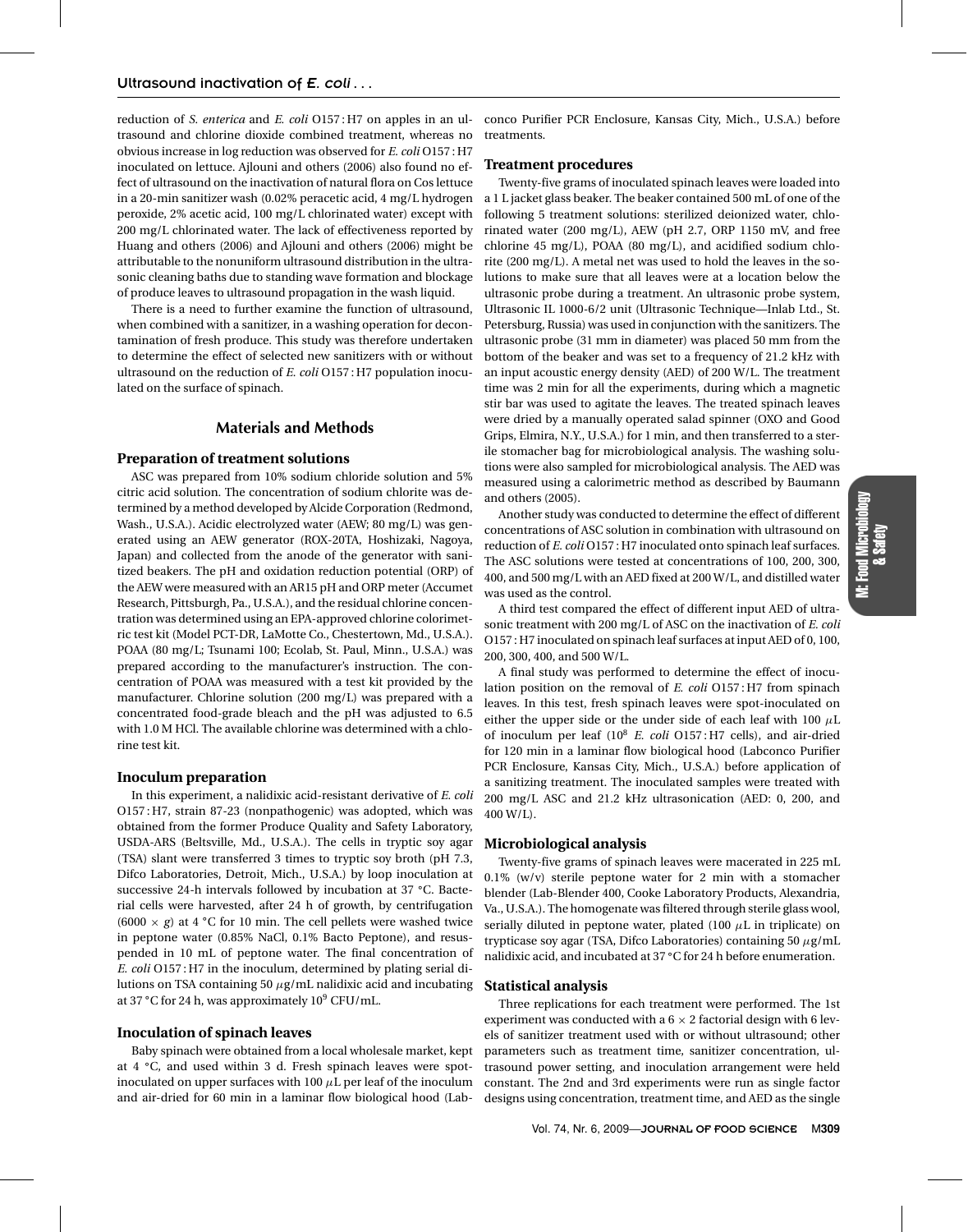reduction of *S. enterica* and *E. coli* O157 : H7 on apples in an ultrasound and chlorine dioxide combined treatment, whereas no obvious increase in log reduction was observed for *E. coli* O157 : H7 inoculated on lettuce. Ajlouni and others (2006) also found no effect of ultrasound on the inactivation of natural flora on Cos lettuce in a 20-min sanitizer wash (0.02% peracetic acid, 4 mg/L hydrogen peroxide, 2% acetic acid, 100 mg/L chlorinated water) except with 200 mg/L chlorinated water. The lack of effectiveness reported by Huang and others (2006) and Ajlouni and others (2006) might be attributable to the nonuniform ultrasound distribution in the ultrasonic cleaning baths due to standing wave formation and blockage of produce leaves to ultrasound propagation in the wash liquid.

There is a need to further examine the function of ultrasound, when combined with a sanitizer, in a washing operation for decontamination of fresh produce. This study was therefore undertaken to determine the effect of selected new sanitizers with or without ultrasound on the reduction of *E. coli* O157 : H7 population inoculated on the surface of spinach.

## Materials and Methods

### Preparation of treatment solutions

ASC was prepared from 10% sodium chloride solution and 5% citric acid solution. The concentration of sodium chlorite was determined by a method developed by Alcide Corporation (Redmond, Wash., U.S.A.). Acidic electrolyzed water (AEW; 80 mg/L) was generated using an AEW generator (ROX-20TA, Hoshizaki, Nagoya, Japan) and collected from the anode of the generator with sanitized beakers. The pH and oxidation reduction potential (ORP) of the AEW were measured with an AR15 pH and ORP meter (Accumet Research, Pittsburgh, Pa., U.S.A.), and the residual chlorine concentration was determined using an EPA-approved chlorine colorimetric test kit (Model PCT-DR, LaMotte Co., Chestertown, Md., U.S.A.). POAA (80 mg/L; Tsunami 100; Ecolab, St. Paul, Minn., U.S.A.) was prepared according to the manufacturer's instruction. The concentration of POAA was measured with a test kit provided by the manufacturer. Chlorine solution (200 mg/L) was prepared with a concentrated food-grade bleach and the pH was adjusted to 6.5 with 1.0 M HCl. The available chlorine was determined with a chlorine test kit.

### Inoculum preparation

In this experiment, a nalidixic acid-resistant derivative of *E. coli* O157 : H7, strain 87-23 (nonpathogenic) was adopted, which was obtained from the former Produce Quality and Safety Laboratory, USDA-ARS (Beltsville, Md., U.S.A.). The cells in tryptic soy agar (TSA) slant were transferred 3 times to tryptic soy broth (pH 7.3, Difco Laboratories, Detroit, Mich., U.S.A.) by loop inoculation at successive 24-h intervals followed by incubation at 37 °C. Bacterial cells were harvested, after 24 h of growth, by centrifugation ($6000 \times g$) at 4 °C for 10 min. The cell pellets were washed twice in peptone water (0.85% NaCl, 0.1% Bacto Peptone), and resuspended in 10 mL of peptone water. The final concentration of *E. coli* O157 : H7 in the inoculum, determined by plating serial dilutions on TSA containing 50 $\mu$g/mL nalidixic acid and incubating at 37 °C for 24 h, was approximately $10^9$ CFU/mL.

### Inoculation of spinach leaves

Baby spinach were obtained from a local wholesale market, kept at 4 °C, and used within 3 d. Fresh spinach leaves were spot-inoculated on upper surfaces with 100 $\mu$L per leaf of the inoculum and air-dried for 60 min in a laminar flow biological hood (Labconco Purifier PCR Enclosure, Kansas City, Mich., U.S.A.) before treatments.

### Treatment procedures

Twenty-five grams of inoculated spinach leaves were loaded into a 1 L jacket glass beaker. The beaker contained 500 mL of one of the following 5 treatment solutions: sterilized deionized water, chlorinated water (200 mg/L), AEW (pH 2.7, ORP 1150 mV, and free chlorine 45 mg/L), POAA (80 mg/L), and acidified sodium chlorite (200 mg/L). A metal net was used to hold the leaves in the solutions to make sure that all leaves were at a location below the ultrasonic probe during a treatment. An ultrasonic probe system, Ultrasonic IL 1000-6/2 unit (Ultrasonic Technique—Inlab Ltd., St. Petersburg, Russia) was used in conjunction with the sanitizers. The ultrasonic probe (31 mm in diameter) was placed 50 mm from the bottom of the beaker and was set to a frequency of 21.2 kHz with an input acoustic energy density (AED) of 200 W/L. The treatment time was 2 min for all the experiments, during which a magnetic stir bar was used to agitate the leaves. The treated spinach leaves were dried by a manually operated salad spinner (OXO and Good Grips, Elmira, N.Y., U.S.A.) for 1 min, and then transferred to a sterile stomacher bag for microbiological analysis. The washing solutions were also sampled for microbiological analysis. The AED was measured using a calorimetric method as described by Baumann and others (2005).

Another study was conducted to determine the effect of different concentrations of ASC solution in combination with ultrasound on reduction of *E. coli* O157 : H7 inoculated onto spinach leaf surfaces. The ASC solutions were tested at concentrations of 100, 200, 300, 400, and 500 mg/L with an AED fixed at 200 W/L, and distilled water was used as the control.

A third test compared the effect of different input AED of ultrasonic treatment with 200 mg/L of ASC on the inactivation of *E. coli* O157 : H7 inoculated on spinach leaf surfaces at input AED of 0, 100, 200, 300, 400, and 500 W/L.

A final study was performed to determine the effect of inoculation position on the removal of *E. coli* O157 : H7 from spinach leaves. In this test, fresh spinach leaves were spot-inoculated on either the upper side or the under side of each leaf with 100 $\mu$L of inoculum per leaf ($10^8$ *E. coli* O157 : H7 cells), and air-dried for 120 min in a laminar flow biological hood (Labconco Purifier PCR Enclosure, Kansas City, Mich., U.S.A.) before application of a sanitizing treatment. The inoculated samples were treated with 200 mg/L ASC and 21.2 kHz ultrasonication (AED: 0, 200, and 400 W/L).

### Microbiological analysis

Twenty-five grams of spinach leaves were macerated in 225 mL 0.1% (w/v) sterile peptone water for 2 min with a stomacher blender (Lab-Blender 400, Cooke Laboratory Products, Alexandria, Va., U.S.A.). The homogenate was filtered through sterile glass wool, serially diluted in peptone water, plated (100 $\mu$L in triplicate) on trypticase soy agar (TSA, Difco Laboratories) containing 50 $\mu$g/mL nalidixic acid, and incubated at 37 °C for 24 h before enumeration.

### Statistical analysis

Three replications for each treatment were performed. The 1st experiment was conducted with a $6 \times 2$ factorial design with 6 levels of sanitizer treatment used with or without ultrasound; other parameters such as treatment time, sanitizer concentration, ultrasound power setting, and inoculation arrangement were held constant. The 2nd and 3rd experiments were run as single factor designs using concentration, treatment time, and AED as the single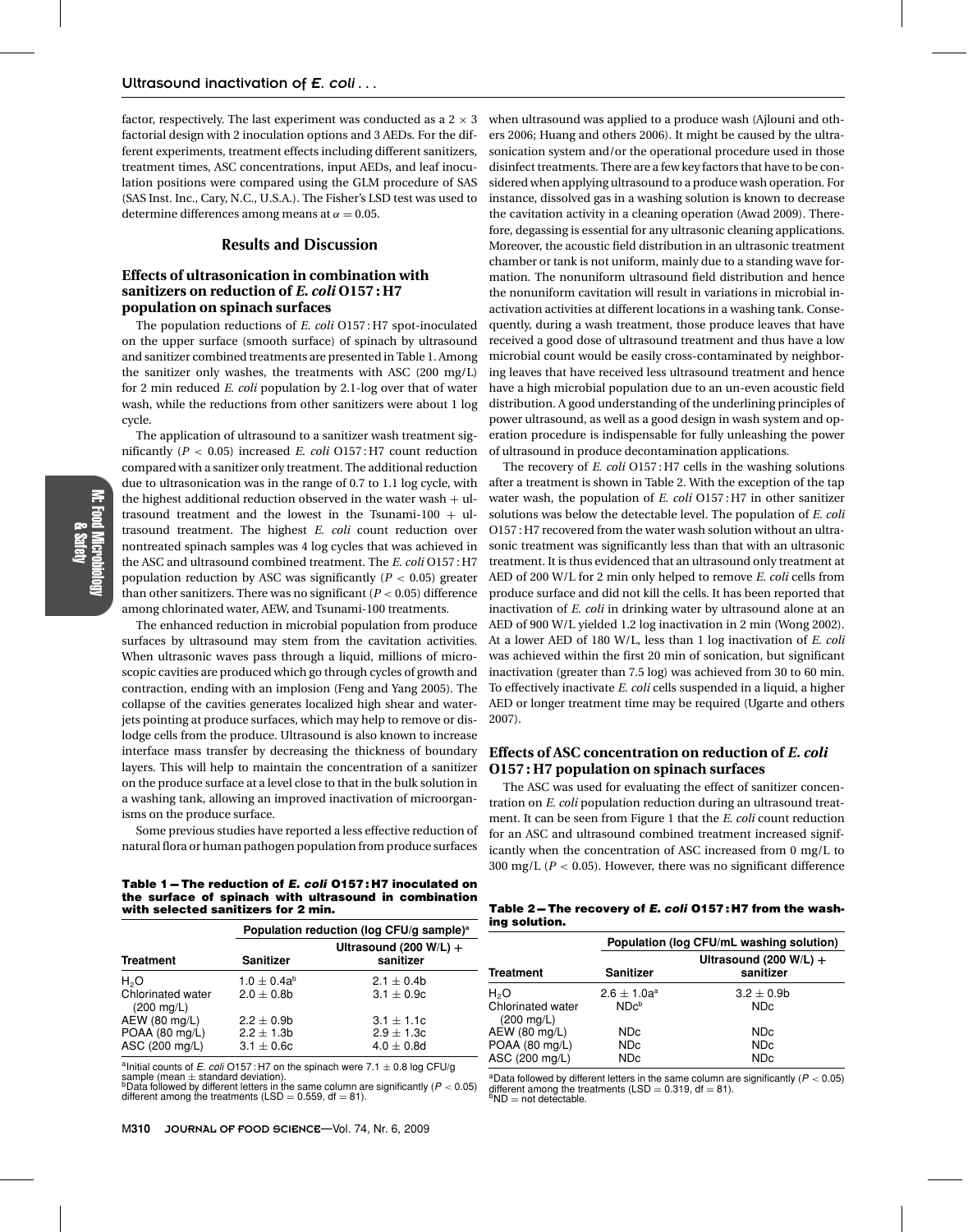factor, respectively. The last experiment was conducted as a 2 × 3 factorial design with 2 inoculation options and 3 AEDs. For the different experiments, treatment effects including different sanitizers, treatment times, ASC concentrations, input AEDs, and leaf inoculation positions were compared using the GLM procedure of SAS (SAS Inst. Inc., Cary, N.C., U.S.A.). The Fisher's LSD test was used to determine differences among means at $\alpha = 0.05$.

## Results and Discussion

### Effects of ultrasonication in combination with sanitizers on reduction of *E. coli* O157 : H7 population on spinach surfaces

The population reductions of *E. coli* O157 : H7 spot-inoculated on the upper surface (smooth surface) of spinach by ultrasound and sanitizer combined treatments are presented in Table 1. Among the sanitizer only washes, the treatments with ASC (200 mg/L) for 2 min reduced *E. coli* population by 2.1-log over that of water wash, while the reductions from other sanitizers were about 1 log cycle.

The application of ultrasound to a sanitizer wash treatment significantly ($P < 0.05$) increased *E. coli* O157 : H7 count reduction compared with a sanitizer only treatment. The additional reduction due to ultrasonication was in the range of 0.7 to 1.1 log cycle, with the highest additional reduction observed in the water wash + ultrasound treatment and the lowest in the Tsunami-100 + ultrasound treatment. The highest *E. coli* count reduction over nontreated spinach samples was 4 log cycles that was achieved in the ASC and ultrasound combined treatment. The *E. coli* O157 : H7 population reduction by ASC was significantly ($P < 0.05$) greater than other sanitizers. There was no significant ($P < 0.05$) difference among chlorinated water, AEW, and Tsunami-100 treatments.

The enhanced reduction in microbial population from produce surfaces by ultrasound may stem from the cavitation activities. When ultrasonic waves pass through a liquid, millions of microscopic cavities are produced which go through cycles of growth and contraction, ending with an implosion (Feng and Yang 2005). The collapse of the cavities generates localized high shear and waterjets pointing at produce surfaces, which may help to remove or dislodge cells from the produce. Ultrasound is also known to increase interface mass transfer by decreasing the thickness of boundary layers. This will help to maintain the concentration of a sanitizer on the produce surface at a level close to that in the bulk solution in a washing tank, allowing an improved inactivation of microorganisms on the produce surface.

Some previous studies have reported a less effective reduction of natural flora or human pathogen population from produce surfaces when ultrasound was applied to a produce wash (Ajlouni and others 2006; Huang and others 2006). It might be caused by the ultrasonication system and/or the operational procedure used in those disinfect treatments. There are a few key factors that have to be considered when applying ultrasound to a produce wash operation. For instance, dissolved gas in a washing solution is known to decrease the cavitation activity in a cleaning operation (Awad 2009). Therefore, degassing is essential for any ultrasonic cleaning applications. Moreover, the acoustic field distribution in an ultrasonic treatment chamber or tank is not uniform, mainly due to a standing wave formation. The nonuniform ultrasound field distribution and hence the nonuniform cavitation will result in variations in microbial inactivation activities at different locations in a washing tank. Consequently, during a wash treatment, those produce leaves that have received a good dose of ultrasound treatment and thus have a low microbial count would be easily cross-contaminated by neighboring leaves that have received less ultrasound treatment and hence have a high microbial population due to an un-even acoustic field distribution. A good understanding of the underlining principles of power ultrasound, as well as a good design in wash system and operation procedure is indispensable for fully unleashing the power of ultrasound in produce decontamination applications.

The recovery of *E. coli* O157 : H7 cells in the washing solutions after a treatment is shown in Table 2. With the exception of the tap water wash, the population of *E. coli* O157 : H7 in other sanitizer solutions was below the detectable level. The population of *E. coli* O157 : H7 recovered from the water wash solution without an ultrasonic treatment was significantly less than that with an ultrasonic treatment. It is thus evidenced that an ultrasound only treatment at AED of 200 W/L for 2 min only helped to remove *E. coli* cells from produce surface and did not kill the cells. It has been reported that inactivation of *E. coli* in drinking water by ultrasound alone at an AED of 900 W/L yielded 1.2 log inactivation in 2 min (Wong 2002). At a lower AED of 180 W/L, less than 1 log inactivation of *E. coli* was achieved within the first 20 min of sonication, but significant inactivation (greater than 7.5 log) was achieved from 30 to 60 min. To effectively inactivate *E. coli* cells suspended in a liquid, a higher AED or longer treatment time may be required (Ugarte and others 2007).

### Effects of ASC concentration on reduction of *E. coli* O157 : H7 population on spinach surfaces

The ASC was used for evaluating the effect of sanitizer concentration on *E. coli* population reduction during an ultrasound treatment. It can be seen from Figure 1 that the *E. coli* count reduction for an ASC and ultrasound combined treatment increased significantly when the concentration of ASC increased from 0 mg/L to 300 mg/L ($P < 0.05$). However, there was no significant difference

**Table 1—The reduction of *E. coli* O157 : H7 inoculated on the surface of spinach with ultrasound in combination with selected sanitizers for 2 min.**

| | Population reduction (log CFU/g sample)[a] | |
|---|---|---|
| **Treatment** | **Sanitizer** | **Ultrasound (200 W/L) + sanitizer** |
| $H_2O$ | 1.0 ± 0.4a[b] | 2.1 ± 0.4b |
| Chlorinated water (200 mg/L) | 2.0 ± 0.8b | 3.1 ± 0.9c |
| AEW (80 mg/L) | 2.2 ± 0.9b | 3.1 ± 1.1c |
| POAA (80 mg/L) | 2.2 ± 1.3b | 2.9 ± 1.3c |
| ASC (200 mg/L) | 3.1 ± 0.6c | 4.0 ± 0.8d |

[a]Initial counts of *E. coli* O157 : H7 on the spinach were 7.1 ± 0.8 log CFU/g sample (mean ± standard deviation).
[b]Data followed by different letters in the same column are significantly ($P < 0.05$) different among the treatments (LSD = 0.559, df = 81).

**Table 2—The recovery of *E. coli* O157 : H7 from the washing solution.**

| | Population (log CFU/mL washing solution) | |
|---|---|---|
| **Treatment** | **Sanitizer** | **Ultrasound (200 W/L) + sanitizer** |
| $H_2O$ | 2.6 ± 1.0a[a] | 3.2 ± 0.9b |
| Chlorinated water (200 mg/L) | NDc[b] | NDc |
| AEW (80 mg/L) | NDc | NDc |
| POAA (80 mg/L) | NDc | NDc |
| ASC (200 mg/L) | NDc | NDc |

[a]Data followed by different letters in the same column are significantly ($P < 0.05$) different among the treatments (LSD = 0.319, df = 81).
[b]ND = not detectable.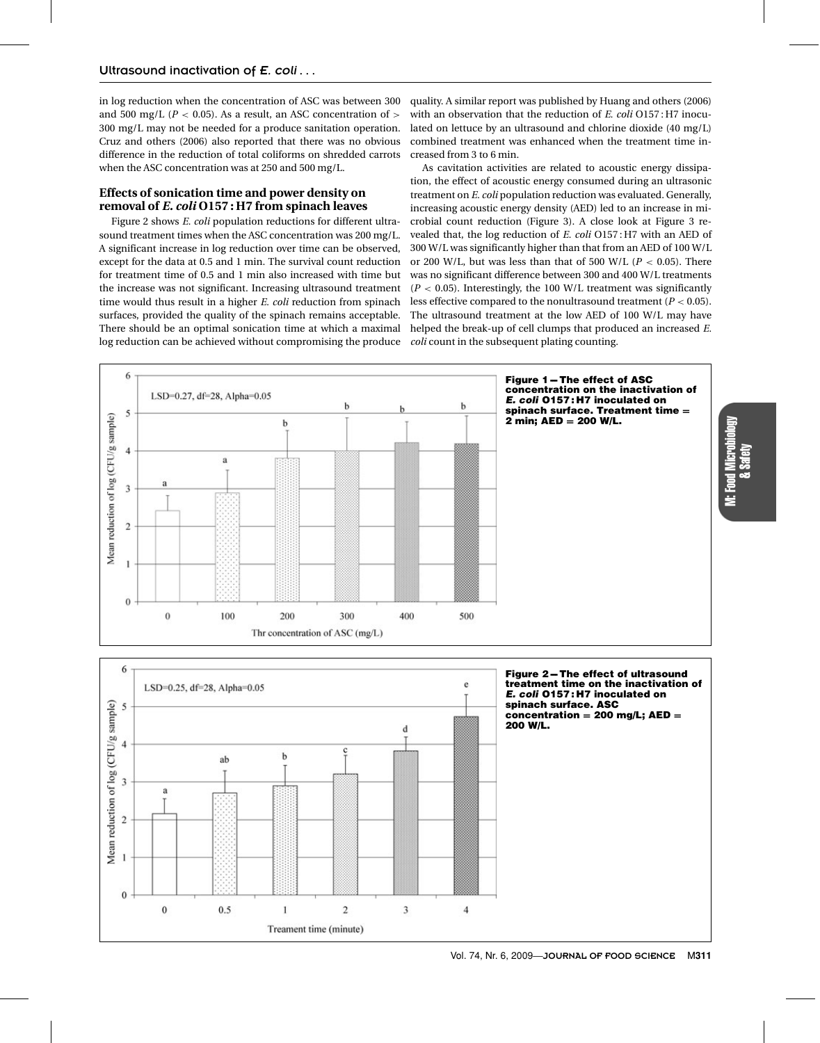in log reduction when the concentration of ASC was between 300 and 500 mg/L ($P < 0.05$). As a result, an ASC concentration of > 300 mg/L may not be needed for a produce sanitation operation. Cruz and others (2006) also reported that there was no obvious difference in the reduction of total coliforms on shredded carrots when the ASC concentration was at 250 and 500 mg/L.

### Effects of sonication time and power density on removal of *E. coli* O157 : H7 from spinach leaves

Figure 2 shows *E. coli* population reductions for different ultrasound treatment times when the ASC concentration was 200 mg/L. A significant increase in log reduction over time can be observed, except for the data at 0.5 and 1 min. The survival count reduction for treatment time of 0.5 and 1 min also increased with time but the increase was not significant. Increasing ultrasound treatment time would thus result in a higher *E. coli* reduction from spinach surfaces, provided the quality of the spinach remains acceptable. There should be an optimal sonication time at which a maximal log reduction can be achieved without compromising the produce quality. A similar report was published by Huang and others (2006) with an observation that the reduction of *E. coli* O157 : H7 inoculated on lettuce by an ultrasound and chlorine dioxide (40 mg/L) combined treatment was enhanced when the treatment time increased from 3 to 6 min.

As cavitation activities are related to acoustic energy dissipation, the effect of acoustic energy consumed during an ultrasonic treatment on *E. coli* population reduction was evaluated. Generally, increasing acoustic energy density (AED) led to an increase in microbial count reduction (Figure 3). A close look at Figure 3 revealed that, the log reduction of *E. coli* O157 : H7 with an AED of 300 W/L was significantly higher than that from an AED of 100 W/L or 200 W/L, but was less than that of 500 W/L ($P < 0.05$). There was no significant difference between 300 and 400 W/L treatments ($P < 0.05$). Interestingly, the 100 W/L treatment was significantly less effective compared to the nonultrasound treatment ($P < 0.05$). The ultrasound treatment at the low AED of 100 W/L may have helped the break-up of cell clumps that produced an increased *E. coli* count in the subsequent plating counting.

**Figure 1—The effect of ASC concentration on the inactivation of *E. coli* O157 : H7 inoculated on spinach surface. Treatment time = 2 min; AED = 200 W/L.**

**Figure 2—The effect of ultrasound treatment time on the inactivation of *E. coli* O157 : H7 inoculated on spinach surface. ASC concentration = 200 mg/L; AED = 200 W/L.**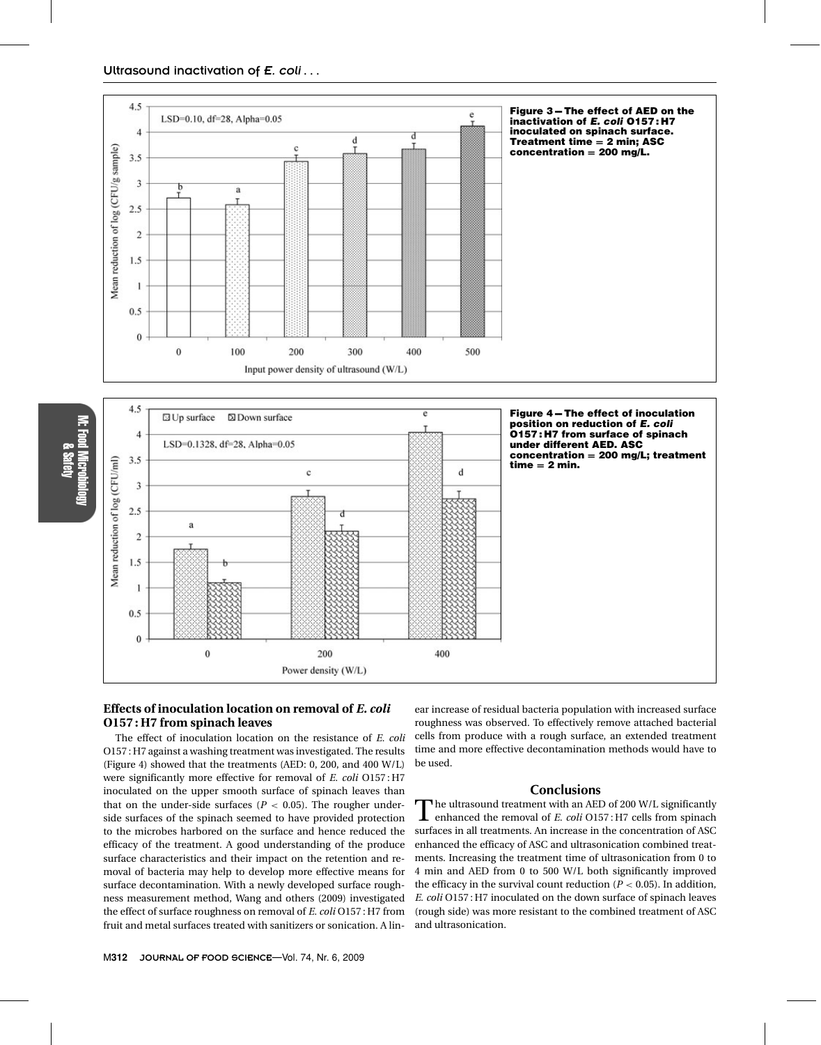Figure 3 – The effect of AED on the inactivation of *E. coli* O157 : H7 inoculated on spinach surface. Treatment time = 2 min; ASC concentration = 200 mg/L.

Figure 4 – The effect of inoculation position on reduction of *E. coli* O157 : H7 from surface of spinach under different AED. ASC concentration = 200 mg/L; treatment time = 2 min.

### Effects of inoculation location on removal of *E. coli* O157 : H7 from spinach leaves

The effect of inoculation location on the resistance of *E. coli* O157 : H7 against a washing treatment was investigated. The results (Figure 4) showed that the treatments (AED: 0, 200, and 400 W/L) were significantly more effective for removal of *E. coli* O157 : H7 inoculated on the upper smooth surface of spinach leaves than that on the under-side surfaces ($P < 0.05$). The rougher underside surfaces of the spinach seemed to have provided protection to the microbes harbored on the surface and hence reduced the efficacy of the treatment. A good understanding of the produce surface characteristics and their impact on the retention and removal of bacteria may help to develop more effective means for surface decontamination. With a newly developed surface roughness measurement method, Wang and others (2009) investigated the effect of surface roughness on removal of *E. coli* O157 : H7 from fruit and metal surfaces treated with sanitizers or sonication. A linear increase of residual bacteria population with increased surface roughness was observed. To effectively remove attached bacterial cells from produce with a rough surface, an extended treatment time and more effective decontamination methods would have to be used.

## Conclusions

The ultrasound treatment with an AED of 200 W/L significantly enhanced the removal of *E. coli* O157 : H7 cells from spinach surfaces in all treatments. An increase in the concentration of ASC enhanced the efficacy of ASC and ultrasonication combined treatments. Increasing the treatment time of ultrasonication from 0 to 4 min and AED from 0 to 500 W/L both significantly improved the efficacy in the survival count reduction ($P < 0.05$). In addition, *E. coli* O157 : H7 inoculated on the down surface of spinach leaves (rough side) was more resistant to the combined treatment of ASC and ultrasonication.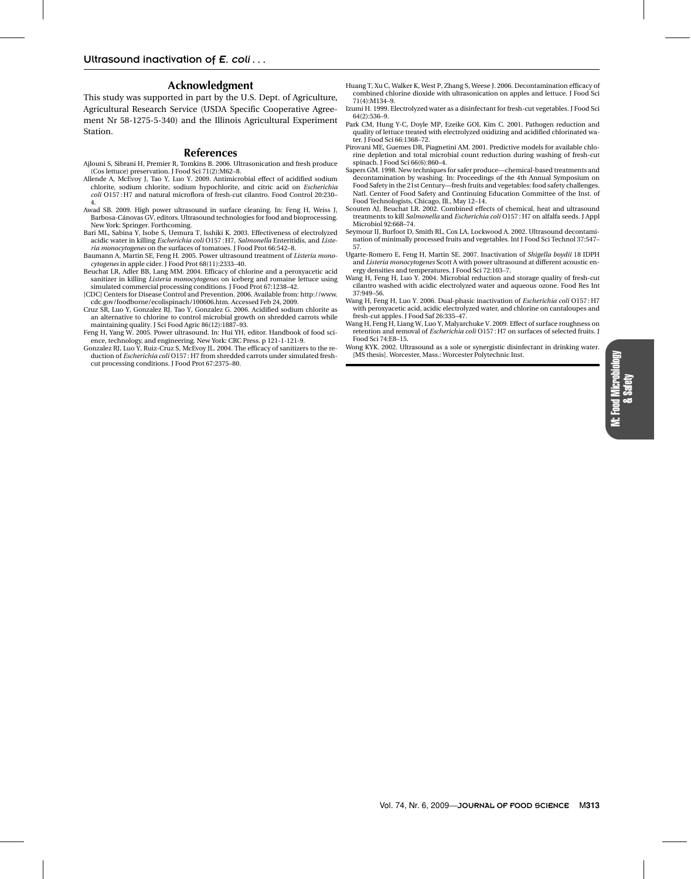## Acknowledgment

This study was supported in part by the U.S. Dept. of Agriculture, Agricultural Research Service (USDA Specific Cooperative Agreement Nr 58-1275-5-340) and the Illinois Agricultural Experiment Station.

## References

Ajlouni S, Sibrani H, Premier R, Tomkins B. 2006. Ultrasonication and fresh produce (Cos lettuce) preservation. J Food Sci 71(2):M62–8.

Allende A, McEvoy J, Tao Y, Luo Y. 2009. Antimicrobial effect of acidified sodium chlorite, sodium chlorite, sodium hypochlorite, and citric acid on *Escherichia coli* O157 : H7 and natural microflora of fresh-cut cilantro. Food Control 20:230–4.

Awad SB. 2009. High power ultrasound in surface cleaning. In: Feng H, Weiss J, Barbosa-Cánovas GV, editors. Ultrasound technologies for food and bioprocessing. New York: Springer. Forthcoming.

Bari ML, Sabina Y, Isobe S, Uemura T, Isshiki K. 2003. Effectiveness of electrolyzed acidic water in killing *Escherichia coli* O157 : H7, *Salmonella* Enteritidis, and *Listeria monocytogenes* on the surfaces of tomatoes. J Food Prot 66:542–8.

Baumann A, Martin SE, Feng H. 2005. Power ultrasound treatment of *Listeria monocytogenes* in apple cider. J Food Prot 68(11):2333–40.

Beuchat LR, Adler BB, Lang MM. 2004. Efficacy of chlorine and a peroxyacetic acid sanitizer in killing *Listeria monocytogenes* on iceberg and romaine lettuce using simulated commercial processing conditions. J Food Prot 67:1238–42.

[CDC] Centers for Disease Control and Prevention. 2006. Available from: http://www.cdc.gov/foodborne/ecolispinach/100606.htm. Accessed Feb 24, 2009.

Cruz SR, Luo Y, Gonzalez RJ, Tao Y, Gonzalez G. 2006. Acidified sodium chlorite as an alternative to chlorine to control microbial growth on shredded carrots while maintaining quality. J Sci Food Agric 86(12):1887–93.

Feng H, Yang W. 2005. Power ultrasound. In: Hui YH, editor. Handbook of food science, technology, and engineering. New York: CRC Press. p 121-1-121-9.

Gonzalez RJ, Luo Y, Ruiz-Cruz S, McEvoy JL. 2004. The efficacy of sanitizers to the reduction of *Escherichia coli* O157 : H7 from shredded carrots under simulated fresh-cut processing conditions. J Food Prot 67:2375–80.

Huang T, Xu C, Walker K, West P, Zhang S, Weese J. 2006. Decontamination efficacy of combined chlorine dioxide with ultrasonication on apples and lettuce. J Food Sci 71(4):M134–9.

Izumi H. 1999. Electrolyzed water as a disinfectant for fresh-cut vegetables. J Food Sci 64(2):536–9.

Park CM, Hung Y-C, Doyle MP, Ezeike GOI, Kim C. 2001. Pathogen reduction and quality of lettuce treated with electrolyzed oxidizing and acidified chlorinated water. J Food Sci 66:1368–72.

Pirovani ME, Guemes DR, Piagnetini AM. 2001. Predictive models for available chlorine depletion and total microbial count reduction during washing of fresh-cut spinach. J Food Sci 66(6):860–4.

Sapers GM. 1998. New techniques for safer produce—chemical-based treatments and decontamination by washing. In: Proceedings of the 4th Annual Symposium on Food Safety in the 21st Century—fresh fruits and vegetables: food safety challenges. Natl. Center of Food Safety and Continuing Education Committee of the Inst. of Food Technologists, Chicago, Ill., May 12–14.

Scouten AJ, Beuchat LR. 2002. Combined effects of chemical, heat and ultrasound treatments to kill *Salmonella* and *Escherichia coli* O157 : H7 on alfalfa seeds. J Appl Microbiol 92:668–74.

Seymour IJ, Burfoot D, Smith RL, Cox LA, Lockwood A. 2002. Ultrasound decontamination of minimally processed fruits and vegetables. Int J Food Sci Technol 37:547–57.

Ugarte-Romero E, Feng H, Martin SE. 2007. Inactivation of *Shigella boydii* 18 IDPH and *Listeria monocytogenes* Scott A with power ultrasound at different acoustic energy densities and temperatures. J Food Sci 72:103–7.

Wang H, Feng H, Luo Y. 2004. Microbial reduction and storage quality of fresh-cut cilantro washed with acidic electrolyzed water and aqueous ozone. Food Res Int 37:949–56.

Wang H, Feng H, Luo Y. 2006. Dual-phasic inactivation of *Escherichia coli* O157 : H7 with peroxyacetic acid, acidic electrolyzed water, and chlorine on cantaloupes and fresh-cut apples. J Food Saf 26:335–47.

Wang H, Feng H, Liang W, Luo Y, Malyarchuke V. 2009. Effect of surface roughness on retention and removal of *Escherichia coli* O157 : H7 on surfaces of selected fruits. J Food Sci 74:E8–15.

Wong KYK. 2002. Ultrasound as a sole or synergistic disinfectant in drinking water. [MS thesis]. Worcester, Mass.: Worcester Polytechnic Inst.